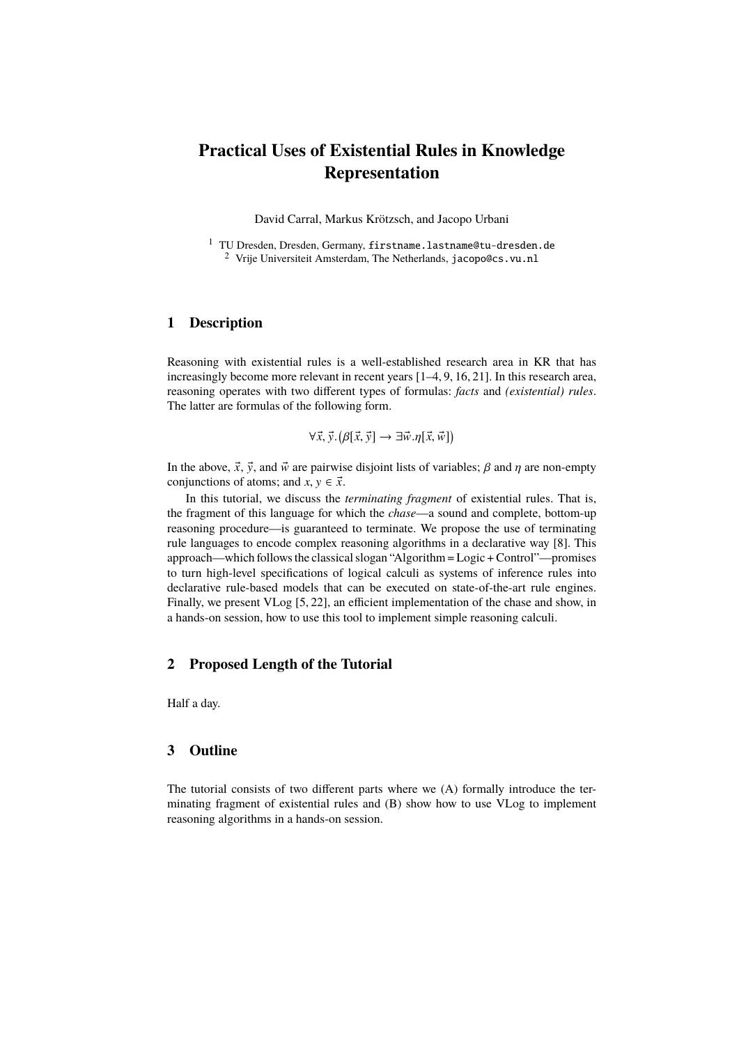# Practical Uses of Existential Rules in Knowledge Representation

David Carral, Markus Krötzsch, and Jacopo Urbani

[1] TU Dresden, Dresden, Germany, `firstname.lastname@tu-dresden.de`
[2] Vrije Universiteit Amsterdam, The Netherlands, `jacopo@cs.vu.nl`

## 1 Description

Reasoning with existential rules is a well-established research area in KR that has increasingly become more relevant in recent years [1–4, 9, 16, 21]. In this research area, reasoning operates with two different types of formulas: *facts* and *(existential) rules*. The latter are formulas of the following form.

$$\forall \vec{x}, \vec{y}. \big(\beta[\vec{x}, \vec{y}] \rightarrow \exists \vec{w}. \eta[\vec{x}, \vec{w}]\big)$$

In the above, $\vec{x}$, $\vec{y}$, and $\vec{w}$ are pairwise disjoint lists of variables; $\beta$ and $\eta$ are non-empty conjunctions of atoms; and $x, y \in \vec{x}$.

In this tutorial, we discuss the *terminating fragment* of existential rules. That is, the fragment of this language for which the *chase*—a sound and complete, bottom-up reasoning procedure—is guaranteed to terminate. We propose the use of terminating rule languages to encode complex reasoning algorithms in a declarative way [8]. This approach—which follows the classical slogan "Algorithm = Logic + Control"—promises to turn high-level specifications of logical calculi as systems of inference rules into declarative rule-based models that can be executed on state-of-the-art rule engines. Finally, we present VLog [5, 22], an efficient implementation of the chase and show, in a hands-on session, how to use this tool to implement simple reasoning calculi.

## 2 Proposed Length of the Tutorial

Half a day.

## 3 Outline

The tutorial consists of two different parts where we (A) formally introduce the terminating fragment of existential rules and (B) show how to use VLog to implement reasoning algorithms in a hands-on session.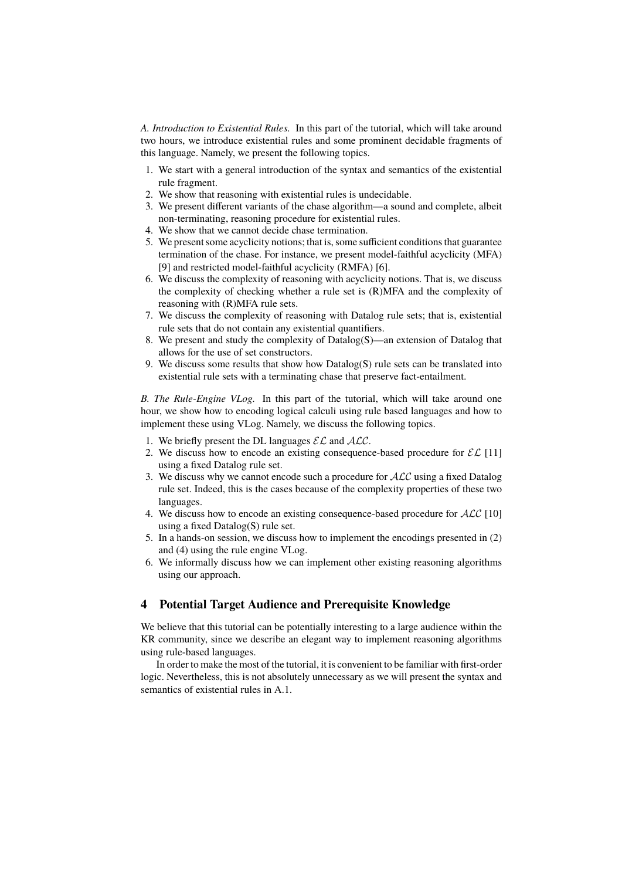*A. Introduction to Existential Rules.* In this part of the tutorial, which will take around two hours, we introduce existential rules and some prominent decidable fragments of this language. Namely, we present the following topics.

1. We start with a general introduction of the syntax and semantics of the existential rule fragment.
2. We show that reasoning with existential rules is undecidable.
3. We present different variants of the chase algorithm—a sound and complete, albeit non-terminating, reasoning procedure for existential rules.
4. We show that we cannot decide chase termination.
5. We present some acyclicity notions; that is, some sufficient conditions that guarantee termination of the chase. For instance, we present model-faithful acyclicity (MFA) [9] and restricted model-faithful acyclicity (RMFA) [6].
6. We discuss the complexity of reasoning with acyclicity notions. That is, we discuss the complexity of checking whether a rule set is (R)MFA and the complexity of reasoning with (R)MFA rule sets.
7. We discuss the complexity of reasoning with Datalog rule sets; that is, existential rule sets that do not contain any existential quantifiers.
8. We present and study the complexity of Datalog(S)—an extension of Datalog that allows for the use of set constructors.
9. We discuss some results that show how Datalog(S) rule sets can be translated into existential rule sets with a terminating chase that preserve fact-entailment.

*B. The Rule-Engine VLog.* In this part of the tutorial, which will take around one hour, we show how to encoding logical calculi using rule based languages and how to implement these using VLog. Namely, we discuss the following topics.

1. We briefly present the DL languages $\mathcal{EL}$ and $\mathcal{ALC}$.
2. We discuss how to encode an existing consequence-based procedure for $\mathcal{EL}$ [11] using a fixed Datalog rule set.
3. We discuss why we cannot encode such a procedure for $\mathcal{ALC}$ using a fixed Datalog rule set. Indeed, this is the cases because of the complexity properties of these two languages.
4. We discuss how to encode an existing consequence-based procedure for $\mathcal{ALC}$ [10] using a fixed Datalog(S) rule set.
5. In a hands-on session, we discuss how to implement the encodings presented in (2) and (4) using the rule engine VLog.
6. We informally discuss how we can implement other existing reasoning algorithms using our approach.

## 4 Potential Target Audience and Prerequisite Knowledge

We believe that this tutorial can be potentially interesting to a large audience within the KR community, since we describe an elegant way to implement reasoning algorithms using rule-based languages.

In order to make the most of the tutorial, it is convenient to be familiar with first-order logic. Nevertheless, this is not absolutely unnecessary as we will present the syntax and semantics of existential rules in A.1.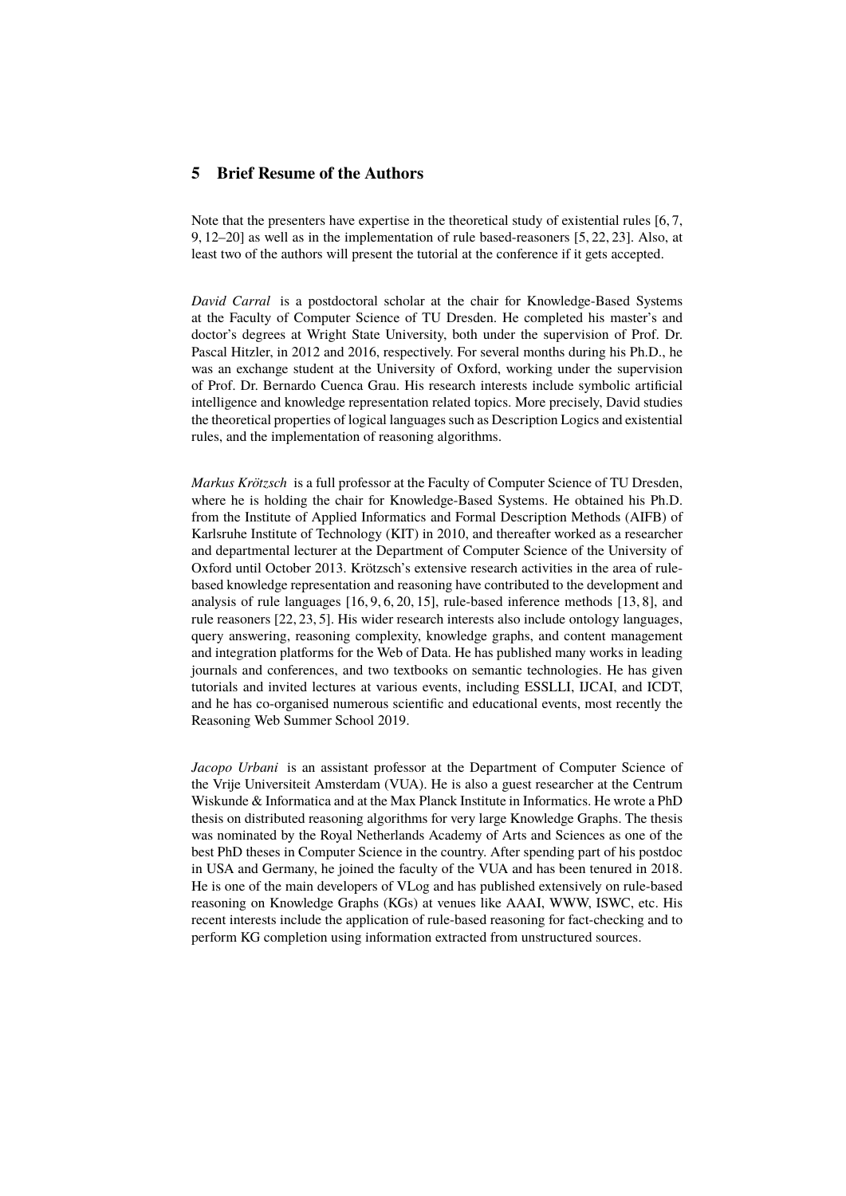## 5 Brief Resume of the Authors

Note that the presenters have expertise in the theoretical study of existential rules [6, 7, 9, 12–20] as well as in the implementation of rule based-reasoners [5, 22, 23]. Also, at least two of the authors will present the tutorial at the conference if it gets accepted.

*David Carral* is a postdoctoral scholar at the chair for Knowledge-Based Systems at the Faculty of Computer Science of TU Dresden. He completed his master's and doctor's degrees at Wright State University, both under the supervision of Prof. Dr. Pascal Hitzler, in 2012 and 2016, respectively. For several months during his Ph.D., he was an exchange student at the University of Oxford, working under the supervision of Prof. Dr. Bernardo Cuenca Grau. His research interests include symbolic artificial intelligence and knowledge representation related topics. More precisely, David studies the theoretical properties of logical languages such as Description Logics and existential rules, and the implementation of reasoning algorithms.

*Markus Krötzsch* is a full professor at the Faculty of Computer Science of TU Dresden, where he is holding the chair for Knowledge-Based Systems. He obtained his Ph.D. from the Institute of Applied Informatics and Formal Description Methods (AIFB) of Karlsruhe Institute of Technology (KIT) in 2010, and thereafter worked as a researcher and departmental lecturer at the Department of Computer Science of the University of Oxford until October 2013. Krötzsch's extensive research activities in the area of rule-based knowledge representation and reasoning have contributed to the development and analysis of rule languages [16, 9, 6, 20, 15], rule-based inference methods [13, 8], and rule reasoners [22, 23, 5]. His wider research interests also include ontology languages, query answering, reasoning complexity, knowledge graphs, and content management and integration platforms for the Web of Data. He has published many works in leading journals and conferences, and two textbooks on semantic technologies. He has given tutorials and invited lectures at various events, including ESSLLI, IJCAI, and ICDT, and he has co-organised numerous scientific and educational events, most recently the Reasoning Web Summer School 2019.

*Jacopo Urbani* is an assistant professor at the Department of Computer Science of the Vrije Universiteit Amsterdam (VUA). He is also a guest researcher at the Centrum Wiskunde & Informatica and at the Max Planck Institute in Informatics. He wrote a PhD thesis on distributed reasoning algorithms for very large Knowledge Graphs. The thesis was nominated by the Royal Netherlands Academy of Arts and Sciences as one of the best PhD theses in Computer Science in the country. After spending part of his postdoc in USA and Germany, he joined the faculty of the VUA and has been tenured in 2018. He is one of the main developers of VLog and has published extensively on rule-based reasoning on Knowledge Graphs (KGs) at venues like AAAI, WWW, ISWC, etc. His recent interests include the application of rule-based reasoning for fact-checking and to perform KG completion using information extracted from unstructured sources.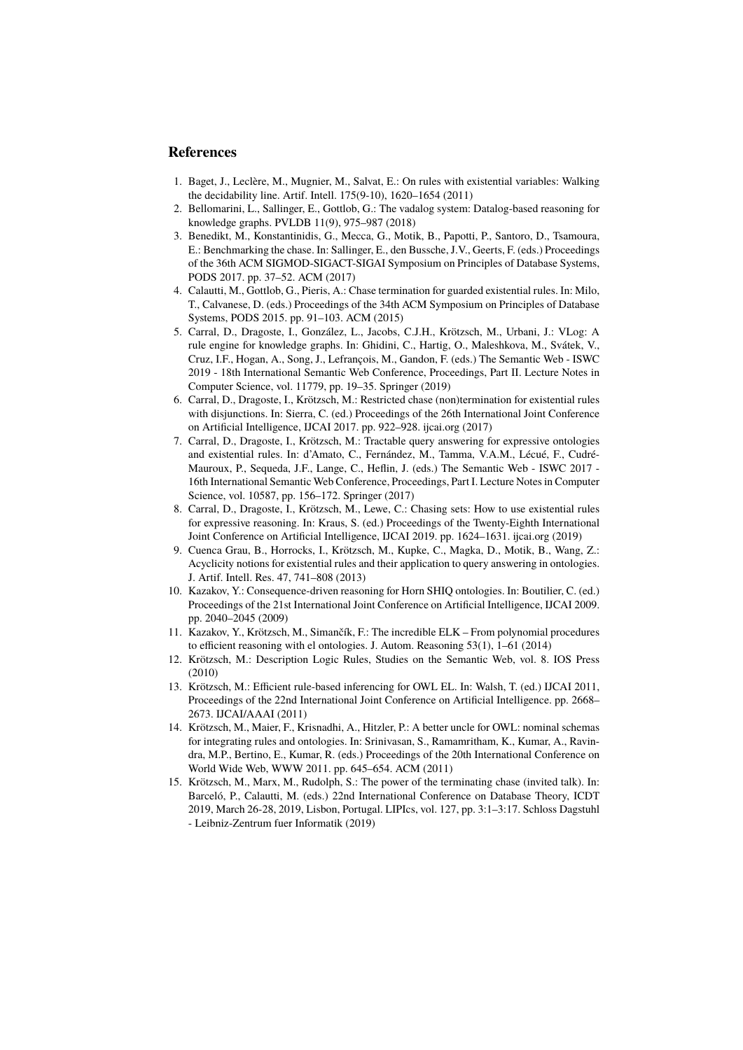## References

1. Baget, J., Leclère, M., Mugnier, M., Salvat, E.: On rules with existential variables: Walking the decidability line. Artif. Intell. 175(9-10), 1620–1654 (2011)
2. Bellomarini, L., Sallinger, E., Gottlob, G.: The vadalog system: Datalog-based reasoning for knowledge graphs. PVLDB 11(9), 975–987 (2018)
3. Benedikt, M., Konstantinidis, G., Mecca, G., Motik, B., Papotti, P., Santoro, D., Tsamoura, E.: Benchmarking the chase. In: Sallinger, E., den Bussche, J.V., Geerts, F. (eds.) Proceedings of the 36th ACM SIGMOD-SIGACT-SIGAI Symposium on Principles of Database Systems, PODS 2017. pp. 37–52. ACM (2017)
4. Calautti, M., Gottlob, G., Pieris, A.: Chase termination for guarded existential rules. In: Milo, T., Calvanese, D. (eds.) Proceedings of the 34th ACM Symposium on Principles of Database Systems, PODS 2015. pp. 91–103. ACM (2015)
5. Carral, D., Dragoste, I., González, L., Jacobs, C.J.H., Krötzsch, M., Urbani, J.: VLog: A rule engine for knowledge graphs. In: Ghidini, C., Hartig, O., Maleshkova, M., Svátek, V., Cruz, I.F., Hogan, A., Song, J., Lefrançois, M., Gandon, F. (eds.) The Semantic Web - ISWC 2019 - 18th International Semantic Web Conference, Proceedings, Part II. Lecture Notes in Computer Science, vol. 11779, pp. 19–35. Springer (2019)
6. Carral, D., Dragoste, I., Krötzsch, M.: Restricted chase (non)termination for existential rules with disjunctions. In: Sierra, C. (ed.) Proceedings of the 26th International Joint Conference on Artificial Intelligence, IJCAI 2017. pp. 922–928. ijcai.org (2017)
7. Carral, D., Dragoste, I., Krötzsch, M.: Tractable query answering for expressive ontologies and existential rules. In: d'Amato, C., Fernández, M., Tamma, V.A.M., Lécué, F., Cudré-Mauroux, P., Sequeda, J.F., Lange, C., Heflin, J. (eds.) The Semantic Web - ISWC 2017 - 16th International Semantic Web Conference, Proceedings, Part I. Lecture Notes in Computer Science, vol. 10587, pp. 156–172. Springer (2017)
8. Carral, D., Dragoste, I., Krötzsch, M., Lewe, C.: Chasing sets: How to use existential rules for expressive reasoning. In: Kraus, S. (ed.) Proceedings of the Twenty-Eighth International Joint Conference on Artificial Intelligence, IJCAI 2019. pp. 1624–1631. ijcai.org (2019)
9. Cuenca Grau, B., Horrocks, I., Krötzsch, M., Kupke, C., Magka, D., Motik, B., Wang, Z.: Acyclicity notions for existential rules and their application to query answering in ontologies. J. Artif. Intell. Res. 47, 741–808 (2013)
10. Kazakov, Y.: Consequence-driven reasoning for Horn SHIQ ontologies. In: Boutilier, C. (ed.) Proceedings of the 21st International Joint Conference on Artificial Intelligence, IJCAI 2009. pp. 2040–2045 (2009)
11. Kazakov, Y., Krötzsch, M., Simančík, F.: The incredible ELK – From polynomial procedures to efficient reasoning with el ontologies. J. Autom. Reasoning 53(1), 1–61 (2014)
12. Krötzsch, M.: Description Logic Rules, Studies on the Semantic Web, vol. 8. IOS Press (2010)
13. Krötzsch, M.: Efficient rule-based inferencing for OWL EL. In: Walsh, T. (ed.) IJCAI 2011, Proceedings of the 22nd International Joint Conference on Artificial Intelligence. pp. 2668–2673. IJCAI/AAAI (2011)
14. Krötzsch, M., Maier, F., Krisnadhi, A., Hitzler, P.: A better uncle for OWL: nominal schemas for integrating rules and ontologies. In: Srinivasan, S., Ramamritham, K., Kumar, A., Ravindra, M.P., Bertino, E., Kumar, R. (eds.) Proceedings of the 20th International Conference on World Wide Web, WWW 2011. pp. 645–654. ACM (2011)
15. Krötzsch, M., Marx, M., Rudolph, S.: The power of the terminating chase (invited talk). In: Barceló, P., Calautti, M. (eds.) 22nd International Conference on Database Theory, ICDT 2019, March 26-28, 2019, Lisbon, Portugal. LIPIcs, vol. 127, pp. 3:1–3:17. Schloss Dagstuhl - Leibniz-Zentrum fuer Informatik (2019)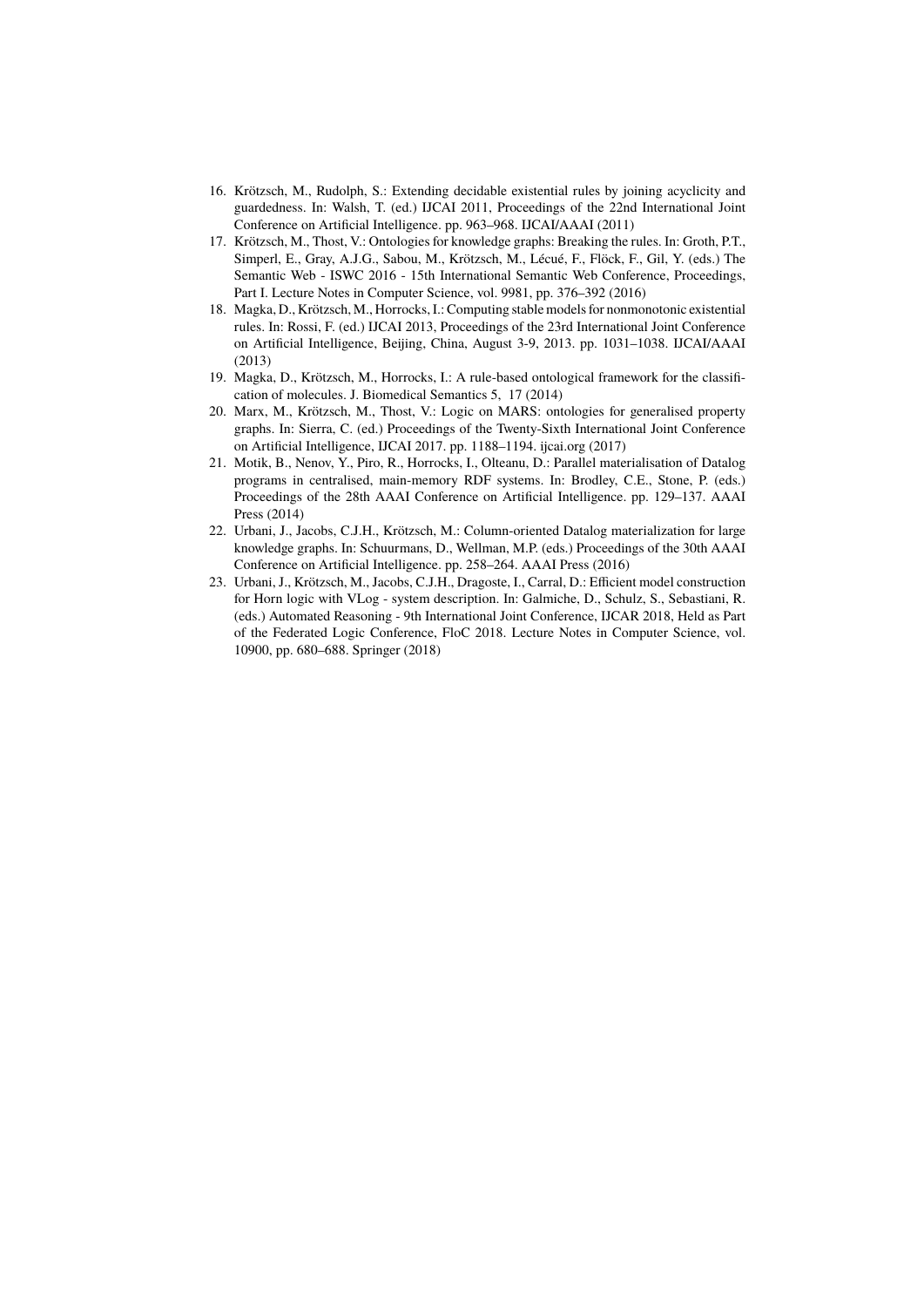16. Krötzsch, M., Rudolph, S.: Extending decidable existential rules by joining acyclicity and guardedness. In: Walsh, T. (ed.) IJCAI 2011, Proceedings of the 22nd International Joint Conference on Artificial Intelligence. pp. 963–968. IJCAI/AAAI (2011)
17. Krötzsch, M., Thost, V.: Ontologies for knowledge graphs: Breaking the rules. In: Groth, P.T., Simperl, E., Gray, A.J.G., Sabou, M., Krötzsch, M., Lécué, F., Flöck, F., Gil, Y. (eds.) The Semantic Web - ISWC 2016 - 15th International Semantic Web Conference, Proceedings, Part I. Lecture Notes in Computer Science, vol. 9981, pp. 376–392 (2016)
18. Magka, D., Krötzsch, M., Horrocks, I.: Computing stable models for nonmonotonic existential rules. In: Rossi, F. (ed.) IJCAI 2013, Proceedings of the 23rd International Joint Conference on Artificial Intelligence, Beijing, China, August 3-9, 2013. pp. 1031–1038. IJCAI/AAAI (2013)
19. Magka, D., Krötzsch, M., Horrocks, I.: A rule-based ontological framework for the classification of molecules. J. Biomedical Semantics 5, 17 (2014)
20. Marx, M., Krötzsch, M., Thost, V.: Logic on MARS: ontologies for generalised property graphs. In: Sierra, C. (ed.) Proceedings of the Twenty-Sixth International Joint Conference on Artificial Intelligence, IJCAI 2017. pp. 1188–1194. ijcai.org (2017)
21. Motik, B., Nenov, Y., Piro, R., Horrocks, I., Olteanu, D.: Parallel materialisation of Datalog programs in centralised, main-memory RDF systems. In: Brodley, C.E., Stone, P. (eds.) Proceedings of the 28th AAAI Conference on Artificial Intelligence. pp. 129–137. AAAI Press (2014)
22. Urbani, J., Jacobs, C.J.H., Krötzsch, M.: Column-oriented Datalog materialization for large knowledge graphs. In: Schuurmans, D., Wellman, M.P. (eds.) Proceedings of the 30th AAAI Conference on Artificial Intelligence. pp. 258–264. AAAI Press (2016)
23. Urbani, J., Krötzsch, M., Jacobs, C.J.H., Dragoste, I., Carral, D.: Efficient model construction for Horn logic with VLog - system description. In: Galmiche, D., Schulz, S., Sebastiani, R. (eds.) Automated Reasoning - 9th International Joint Conference, IJCAR 2018, Held as Part of the Federated Logic Conference, FloC 2018. Lecture Notes in Computer Science, vol. 10900, pp. 680–688. Springer (2018)